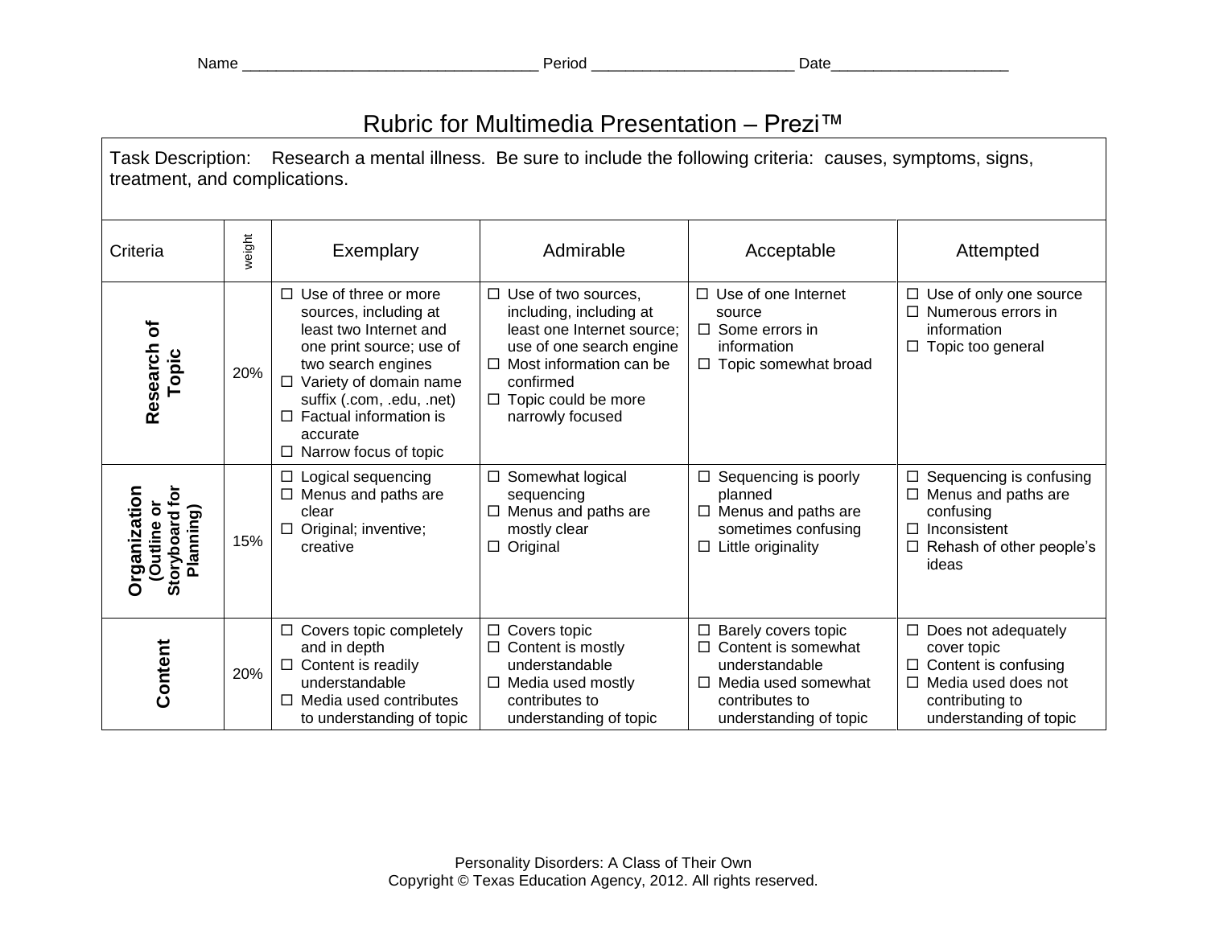Name ___________________________________ Period _______________________ Date____________________

# Rubric for Multimedia Presentation – Prezi™

Task Description: Research a mental illness. Be sure to include the following criteria: causes, symptoms, signs, treatment, and complications.

| Criteria | weight | Exemplary | Admirable | Acceptable | Attempted |
|---|---|---|---|---|---|
| **Research of Topic** | 20% | ☐ Use of three or more sources, including at least two Internet and one print source; use of two search engines<br>☐ Variety of domain name suffix (.com, .edu, .net)<br>☐ Factual information is accurate<br>☐ Narrow focus of topic | ☐ Use of two sources, including, including at least one Internet source; use of one search engine<br>☐ Most information can be confirmed<br>☐ Topic could be more narrowly focused | ☐ Use of one Internet source<br>☐ Some errors in information<br>☐ Topic somewhat broad | ☐ Use of only one source<br>☐ Numerous errors in information<br>☐ Topic too general |
| **Organization (Outline or Storyboard for Planning)** | 15% | ☐ Logical sequencing<br>☐ Menus and paths are clear<br>☐ Original; inventive; creative | ☐ Somewhat logical sequencing<br>☐ Menus and paths are mostly clear<br>☐ Original | ☐ Sequencing is poorly planned<br>☐ Menus and paths are sometimes confusing<br>☐ Little originality | ☐ Sequencing is confusing<br>☐ Menus and paths are confusing<br>☐ Inconsistent<br>☐ Rehash of other people's ideas |
| **Content** | 20% | ☐ Covers topic completely and in depth<br>☐ Content is readily understandable<br>☐ Media used contributes to understanding of topic | ☐ Covers topic<br>☐ Content is mostly understandable<br>☐ Media used mostly contributes to understanding of topic | ☐ Barely covers topic<br>☐ Content is somewhat understandable<br>☐ Media used somewhat contributes to understanding of topic | ☐ Does not adequately cover topic<br>☐ Content is confusing<br>☐ Media used does not contributing to understanding of topic |

Personality Disorders: A Class of Their Own
Copyright © Texas Education Agency, 2012. All rights reserved.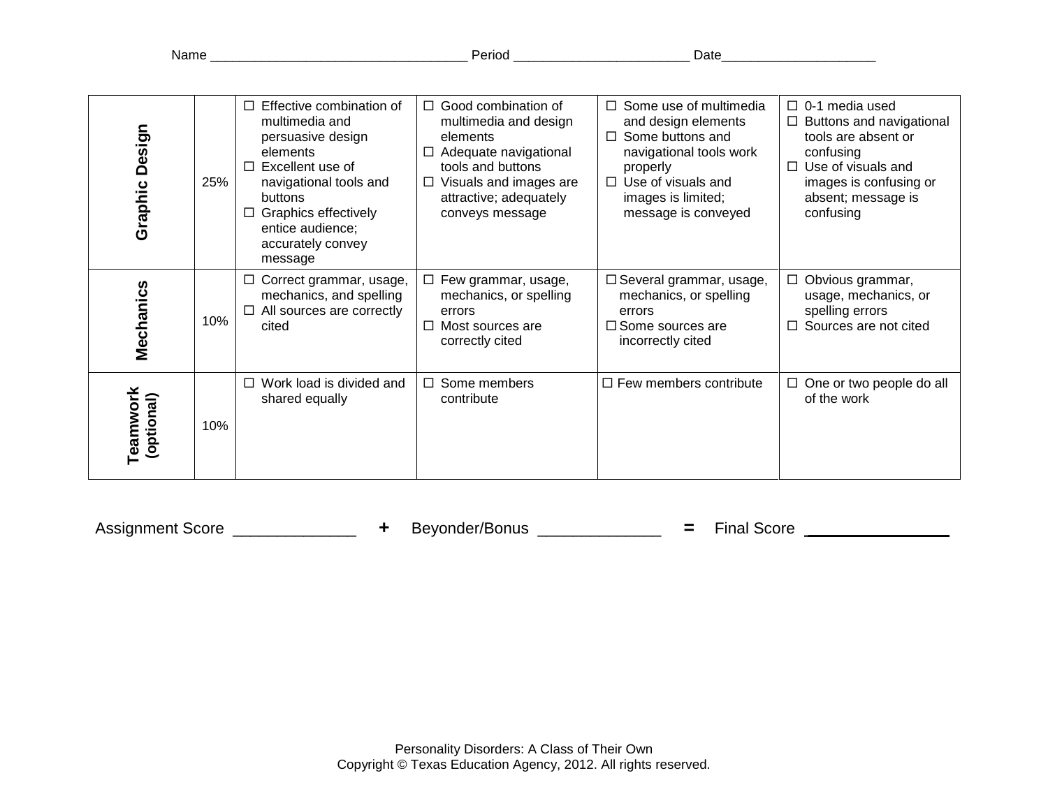Name ___________________________________ Period ________________________ Date_____________________

| | | | | | |
|---|---|---|---|---|---|
| **Graphic Design** | 25% | ☐ Effective combination of multimedia and persuasive design elements<br>☐ Excellent use of navigational tools and buttons<br>☐ Graphics effectively entice audience; accurately convey message | ☐ Good combination of multimedia and design elements<br>☐ Adequate navigational tools and buttons<br>☐ Visuals and images are attractive; adequately conveys message | ☐ Some use of multimedia and design elements<br>☐ Some buttons and navigational tools work properly<br>☐ Use of visuals and images is limited; message is conveyed | ☐ 0-1 media used<br>☐ Buttons and navigational tools are absent or confusing<br>☐ Use of visuals and images is confusing or absent; message is confusing |
| **Mechanics** | 10% | ☐ Correct grammar, usage, mechanics, and spelling<br>☐ All sources are correctly cited | ☐ Few grammar, usage, mechanics, or spelling errors<br>☐ Most sources are correctly cited | ☐ Several grammar, usage, mechanics, or spelling errors<br>☐ Some sources are incorrectly cited | ☐ Obvious grammar, usage, mechanics, or spelling errors<br>☐ Sources are not cited |
| **Teamwork (optional)** | 10% | ☐ Work load is divided and shared equally | ☐ Some members contribute | ☐ Few members contribute | ☐ One or two people do all of the work |

Assignment Score ______________ **+** Beyonder/Bonus ______________ **=** Final Score ________________

Personality Disorders: A Class of Their Own
Copyright © Texas Education Agency, 2012. All rights reserved.